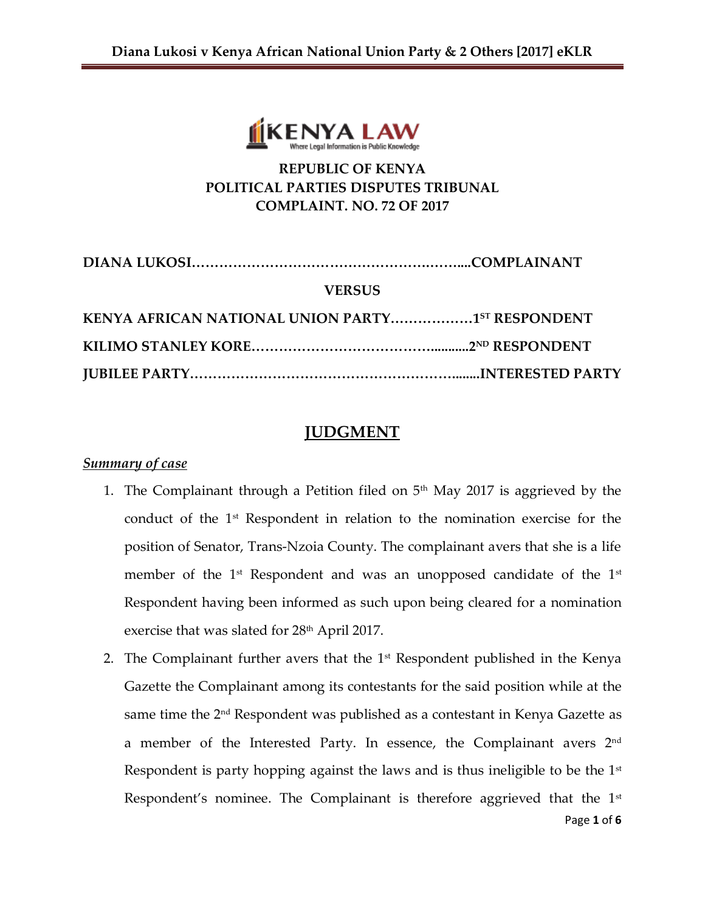**REPUBLIC OF KENYA**
**POLITICAL PARTIES DISPUTES TRIBUNAL**
**COMPLAINT. NO. 72 OF 2017**

**DIANA LUKOSI…………………………………………………....COMPLAINANT**

**VERSUS**

**KENYA AFRICAN NATIONAL UNION PARTY………………1ST RESPONDENT**

**KILIMO STANLEY KORE………………………………...........2ND RESPONDENT**

**JUBILEE PARTY……………………………………………........INTERESTED PARTY**

# JUDGMENT

***Summary of case***

1. The Complainant through a Petition filed on 5th May 2017 is aggrieved by the conduct of the 1st Respondent in relation to the nomination exercise for the position of Senator, Trans-Nzoia County. The complainant avers that she is a life member of the 1st Respondent and was an unopposed candidate of the 1st Respondent having been informed as such upon being cleared for a nomination exercise that was slated for 28th April 2017.
2. The Complainant further avers that the 1st Respondent published in the Kenya Gazette the Complainant among its contestants for the said position while at the same time the 2nd Respondent was published as a contestant in Kenya Gazette as a member of the Interested Party. In essence, the Complainant avers 2nd Respondent is party hopping against the laws and is thus ineligible to be the 1st Respondent's nominee. The Complainant is therefore aggrieved that the 1st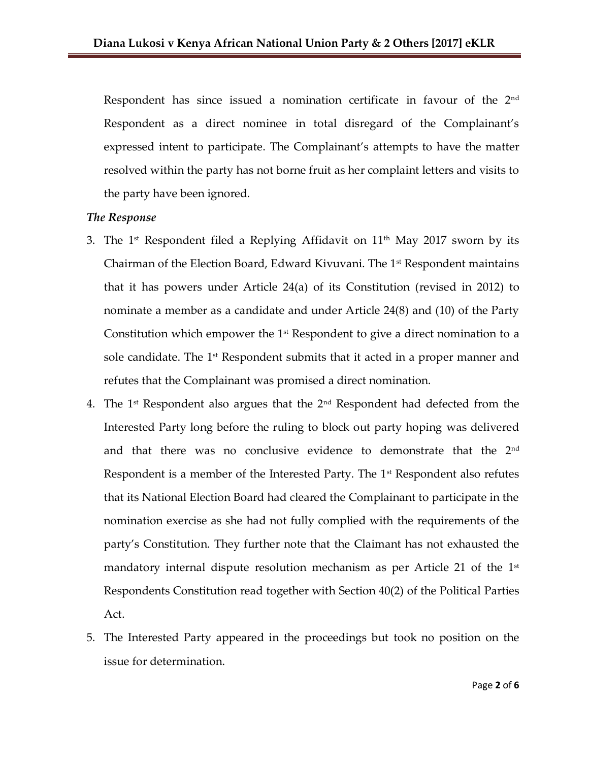Respondent has since issued a nomination certificate in favour of the 2nd Respondent as a direct nominee in total disregard of the Complainant's expressed intent to participate. The Complainant's attempts to have the matter resolved within the party has not borne fruit as her complaint letters and visits to the party have been ignored.

*The Response*

3. The 1st Respondent filed a Replying Affidavit on 11th May 2017 sworn by its Chairman of the Election Board, Edward Kivuvani. The 1st Respondent maintains that it has powers under Article 24(a) of its Constitution (revised in 2012) to nominate a member as a candidate and under Article 24(8) and (10) of the Party Constitution which empower the 1st Respondent to give a direct nomination to a sole candidate. The 1st Respondent submits that it acted in a proper manner and refutes that the Complainant was promised a direct nomination.
4. The 1st Respondent also argues that the 2nd Respondent had defected from the Interested Party long before the ruling to block out party hoping was delivered and that there was no conclusive evidence to demonstrate that the 2nd Respondent is a member of the Interested Party. The 1st Respondent also refutes that its National Election Board had cleared the Complainant to participate in the nomination exercise as she had not fully complied with the requirements of the party's Constitution. They further note that the Claimant has not exhausted the mandatory internal dispute resolution mechanism as per Article 21 of the 1st Respondents Constitution read together with Section 40(2) of the Political Parties Act.
5. The Interested Party appeared in the proceedings but took no position on the issue for determination.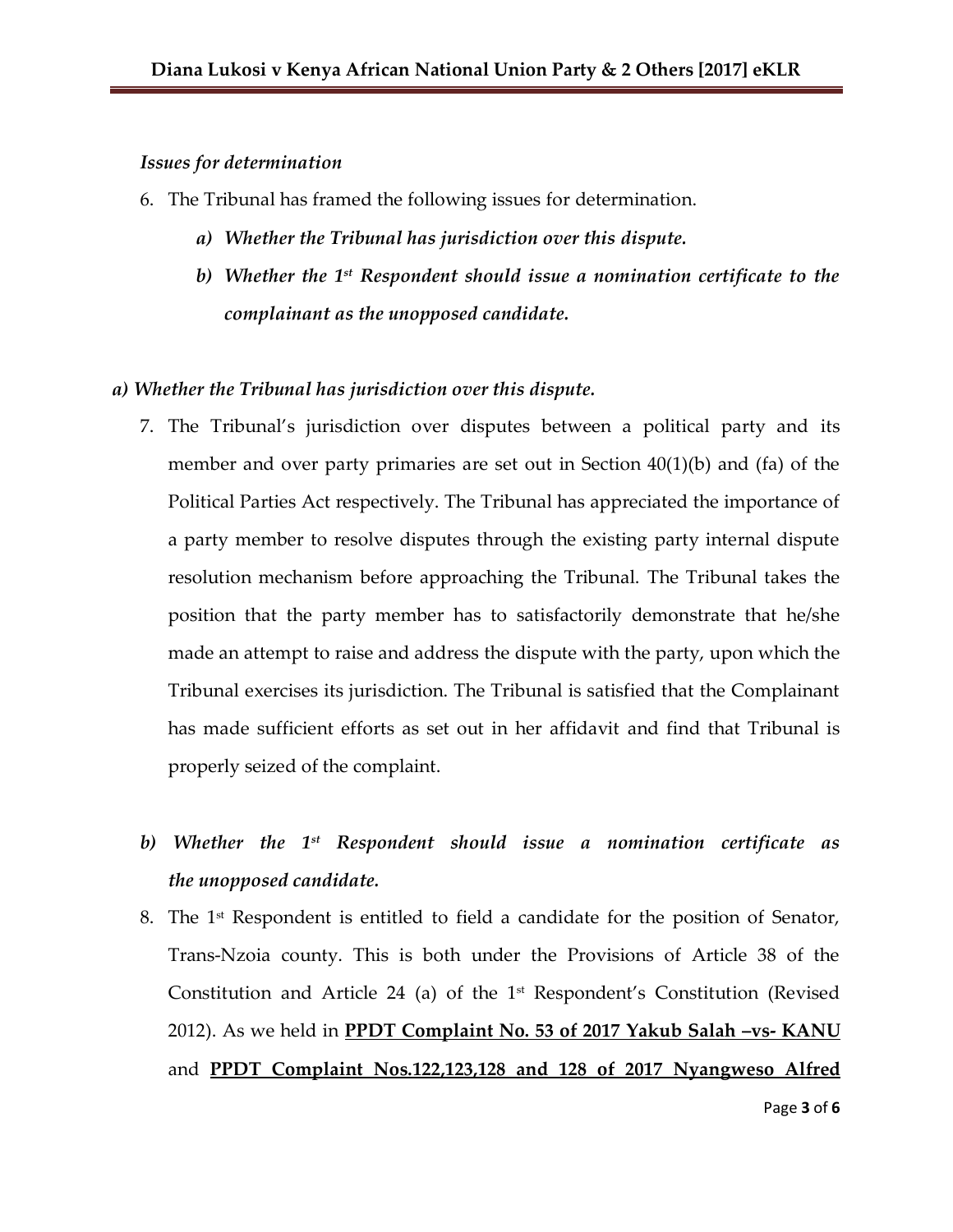*Issues for determination*

6. The Tribunal has framed the following issues for determination.
    - ***a) Whether the Tribunal has jurisdiction over this dispute.***
    - ***b) Whether the 1st Respondent should issue a nomination certificate to the complainant as the unopposed candidate.***

***a) Whether the Tribunal has jurisdiction over this dispute.***

7. The Tribunal's jurisdiction over disputes between a political party and its member and over party primaries are set out in Section 40(1)(b) and (fa) of the Political Parties Act respectively. The Tribunal has appreciated the importance of a party member to resolve disputes through the existing party internal dispute resolution mechanism before approaching the Tribunal. The Tribunal takes the position that the party member has to satisfactorily demonstrate that he/she made an attempt to raise and address the dispute with the party, upon which the Tribunal exercises its jurisdiction. The Tribunal is satisfied that the Complainant has made sufficient efforts as set out in her affidavit and find that Tribunal is properly seized of the complaint.

***b) Whether the 1st Respondent should issue a nomination certificate as the unopposed candidate.***

8. The 1st Respondent is entitled to field a candidate for the position of Senator, Trans-Nzoia county. This is both under the Provisions of Article 38 of the Constitution and Article 24 (a) of the 1st Respondent's Constitution (Revised 2012). As we held in **PPDT Complaint No. 53 of 2017 Yakub Salah –vs- KANU** and **PPDT Complaint Nos.122,123,128 and 128 of 2017 Nyangweso Alfred**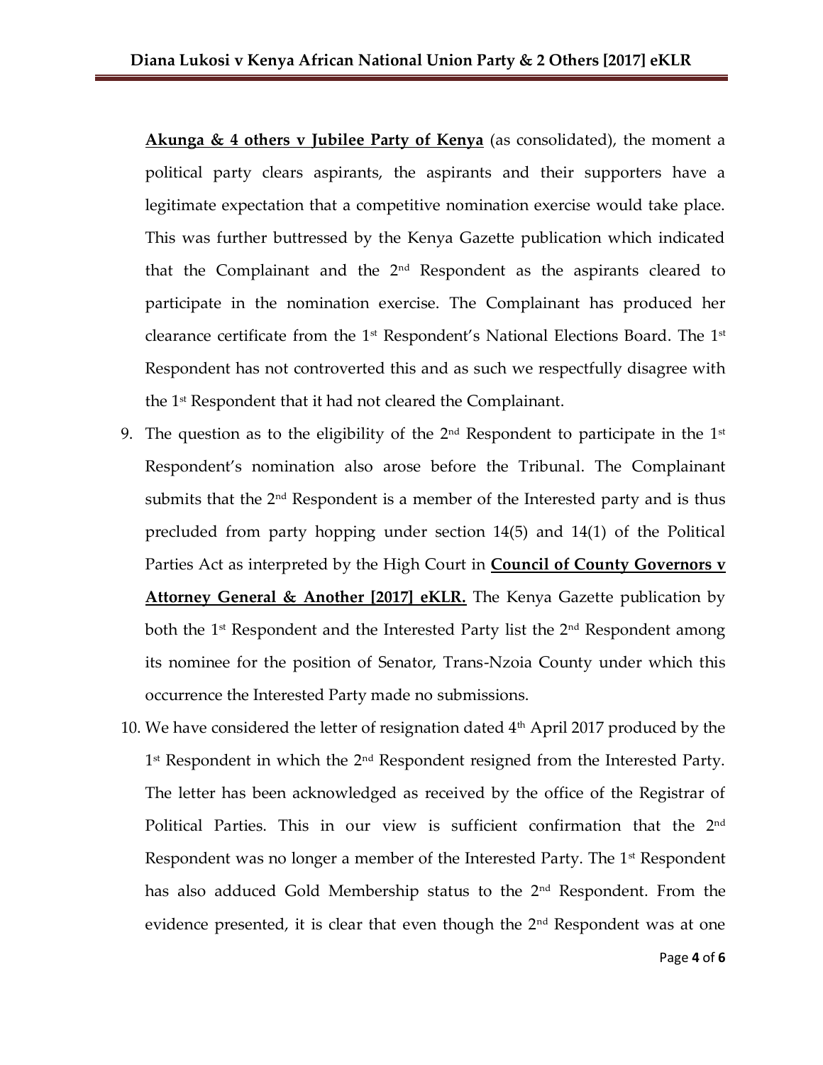**Akunga & 4 others v Jubilee Party of Kenya** (as consolidated), the moment a political party clears aspirants, the aspirants and their supporters have a legitimate expectation that a competitive nomination exercise would take place. This was further buttressed by the Kenya Gazette publication which indicated that the Complainant and the 2[nd] Respondent as the aspirants cleared to participate in the nomination exercise. The Complainant has produced her clearance certificate from the 1[st] Respondent's National Elections Board. The 1[st] Respondent has not controverted this and as such we respectfully disagree with the 1[st] Respondent that it had not cleared the Complainant.

9. The question as to the eligibility of the 2[nd] Respondent to participate in the 1[st] Respondent's nomination also arose before the Tribunal. The Complainant submits that the 2[nd] Respondent is a member of the Interested party and is thus precluded from party hopping under section 14(5) and 14(1) of the Political Parties Act as interpreted by the High Court in **Council of County Governors v Attorney General & Another [2017] eKLR.** The Kenya Gazette publication by both the 1[st] Respondent and the Interested Party list the 2[nd] Respondent among its nominee for the position of Senator, Trans-Nzoia County under which this occurrence the Interested Party made no submissions.

10. We have considered the letter of resignation dated 4[th] April 2017 produced by the 1[st] Respondent in which the 2[nd] Respondent resigned from the Interested Party. The letter has been acknowledged as received by the office of the Registrar of Political Parties. This in our view is sufficient confirmation that the 2[nd] Respondent was no longer a member of the Interested Party. The 1[st] Respondent has also adduced Gold Membership status to the 2[nd] Respondent. From the evidence presented, it is clear that even though the 2[nd] Respondent was at one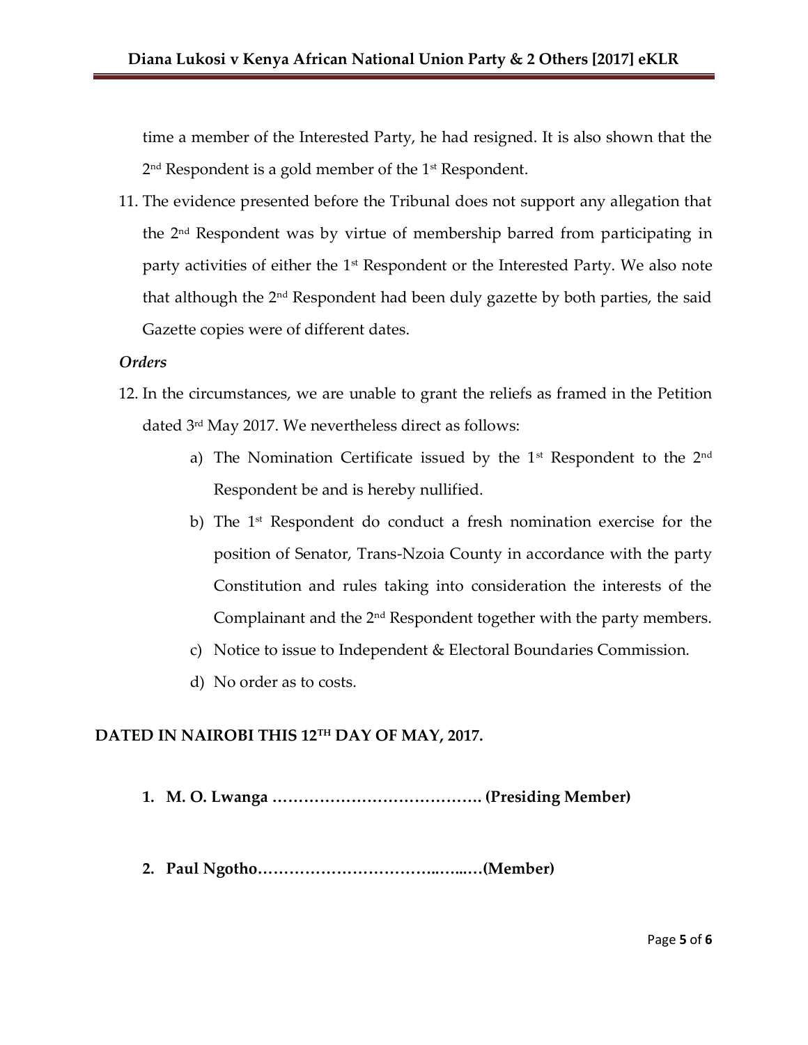time a member of the Interested Party, he had resigned. It is also shown that the 2nd Respondent is a gold member of the 1st Respondent.

11. The evidence presented before the Tribunal does not support any allegation that the 2nd Respondent was by virtue of membership barred from participating in party activities of either the 1st Respondent or the Interested Party. We also note that although the 2nd Respondent had been duly gazette by both parties, the said Gazette copies were of different dates.

*Orders*

12. In the circumstances, we are unable to grant the reliefs as framed in the Petition dated 3rd May 2017. We nevertheless direct as follows:
    a) The Nomination Certificate issued by the 1st Respondent to the 2nd Respondent be and is hereby nullified.
    b) The 1st Respondent do conduct a fresh nomination exercise for the position of Senator, Trans-Nzoia County in accordance with the party Constitution and rules taking into consideration the interests of the Complainant and the 2nd Respondent together with the party members.
    c) Notice to issue to Independent & Electoral Boundaries Commission.
    d) No order as to costs.

**DATED IN NAIROBI THIS 12TH DAY OF MAY, 2017.**

1. **M. O. Lwanga …………………………………. (Presiding Member)**

2. **Paul Ngotho…………………………..…..…(Member)**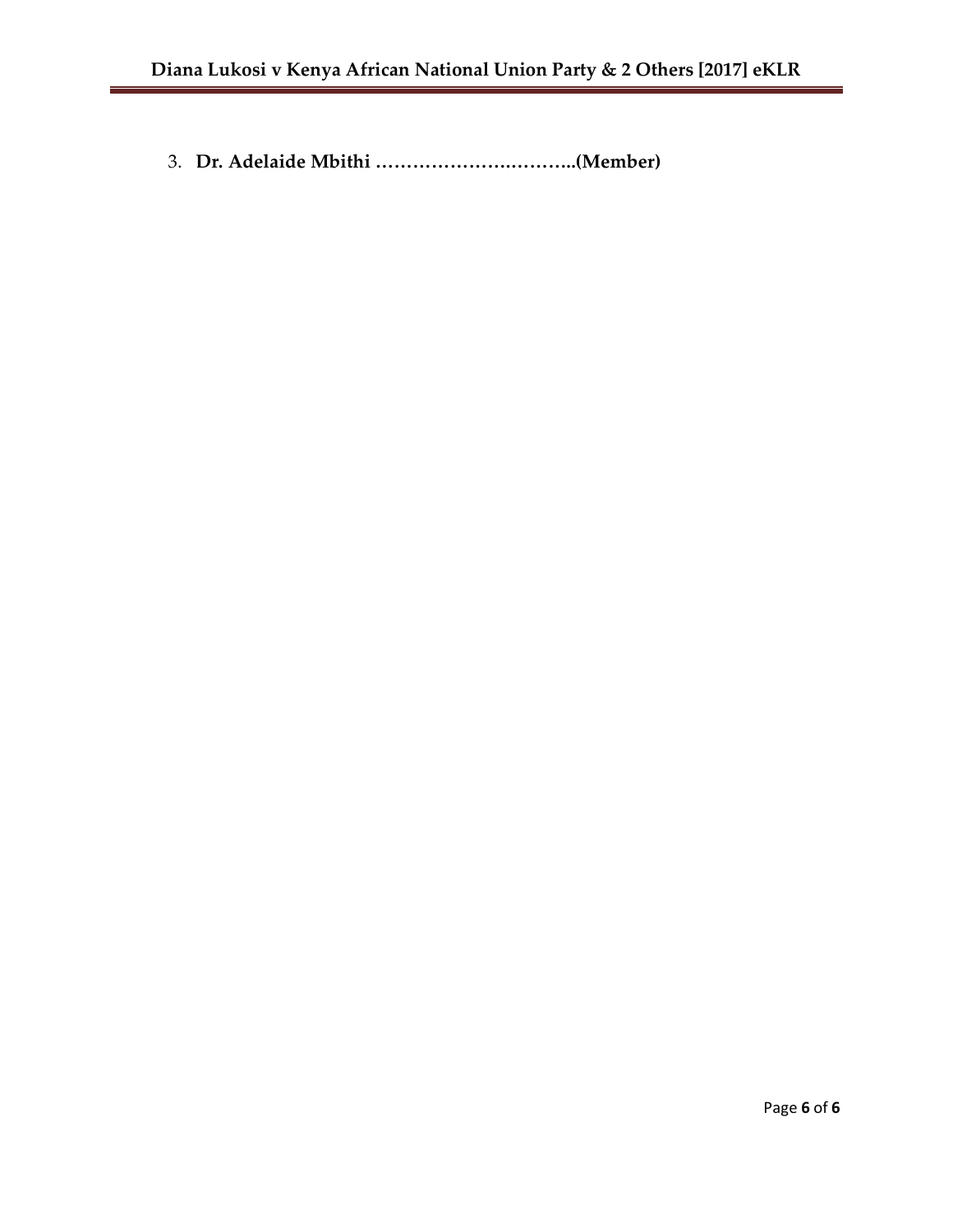3. **Dr. Adelaide Mbithi ……………….………..(Member)**